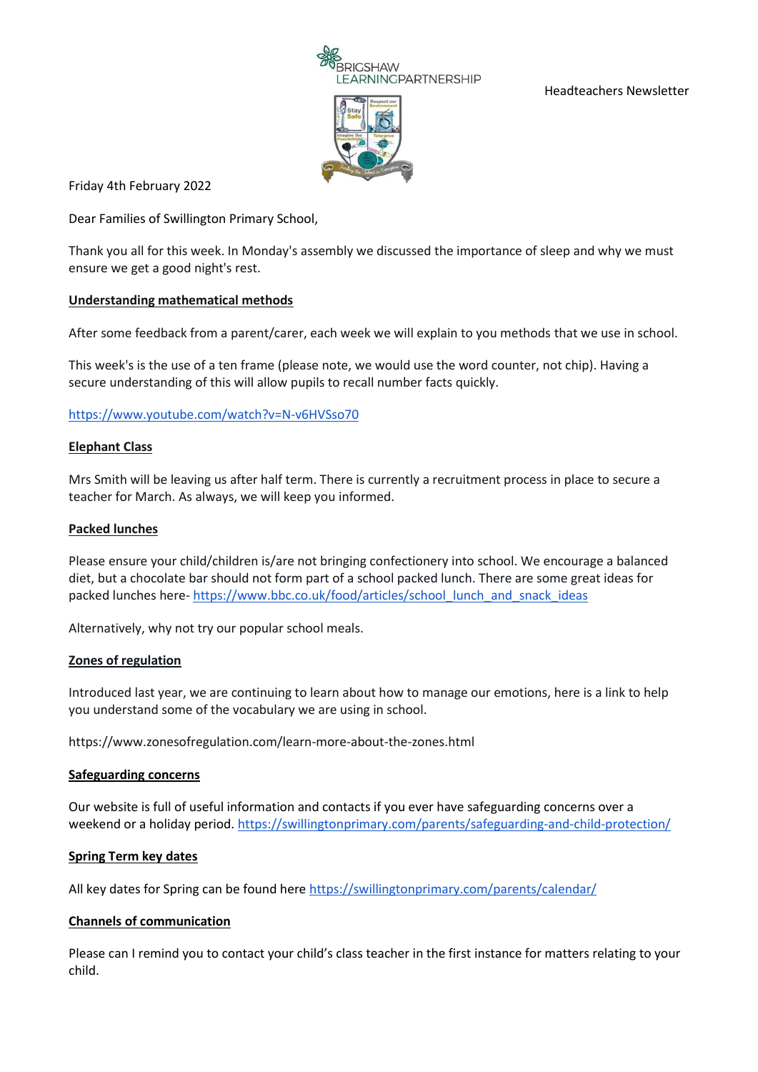BRIGSHAW LEARNINGPARTNERSHIP

Headteachers Newsletter

Friday 4th February 2022

Dear Families of Swillington Primary School,

Thank you all for this week. In Monday's assembly we discussed the importance of sleep and why we must ensure we get a good night's rest.

**Understanding mathematical methods**

After some feedback from a parent/carer, each week we will explain to you methods that we use in school.

This week's is the use of a ten frame (please note, we would use the word counter, not chip). Having a secure understanding of this will allow pupils to recall number facts quickly.

https://www.youtube.com/watch?v=N-v6HVSso70

**Elephant Class**

Mrs Smith will be leaving us after half term. There is currently a recruitment process in place to secure a teacher for March. As always, we will keep you informed.

**Packed lunches**

Please ensure your child/children is/are not bringing confectionery into school. We encourage a balanced diet, but a chocolate bar should not form part of a school packed lunch. There are some great ideas for packed lunches here- https://www.bbc.co.uk/food/articles/school_lunch_and_snack_ideas

Alternatively, why not try our popular school meals.

**Zones of regulation**

Introduced last year, we are continuing to learn about how to manage our emotions, here is a link to help you understand some of the vocabulary we are using in school.

https://www.zonesofregulation.com/learn-more-about-the-zones.html

**Safeguarding concerns**

Our website is full of useful information and contacts if you ever have safeguarding concerns over a weekend or a holiday period. https://swillingtonprimary.com/parents/safeguarding-and-child-protection/

**Spring Term key dates**

All key dates for Spring can be found here https://swillingtonprimary.com/parents/calendar/

**Channels of communication**

Please can I remind you to contact your child's class teacher in the first instance for matters relating to your child.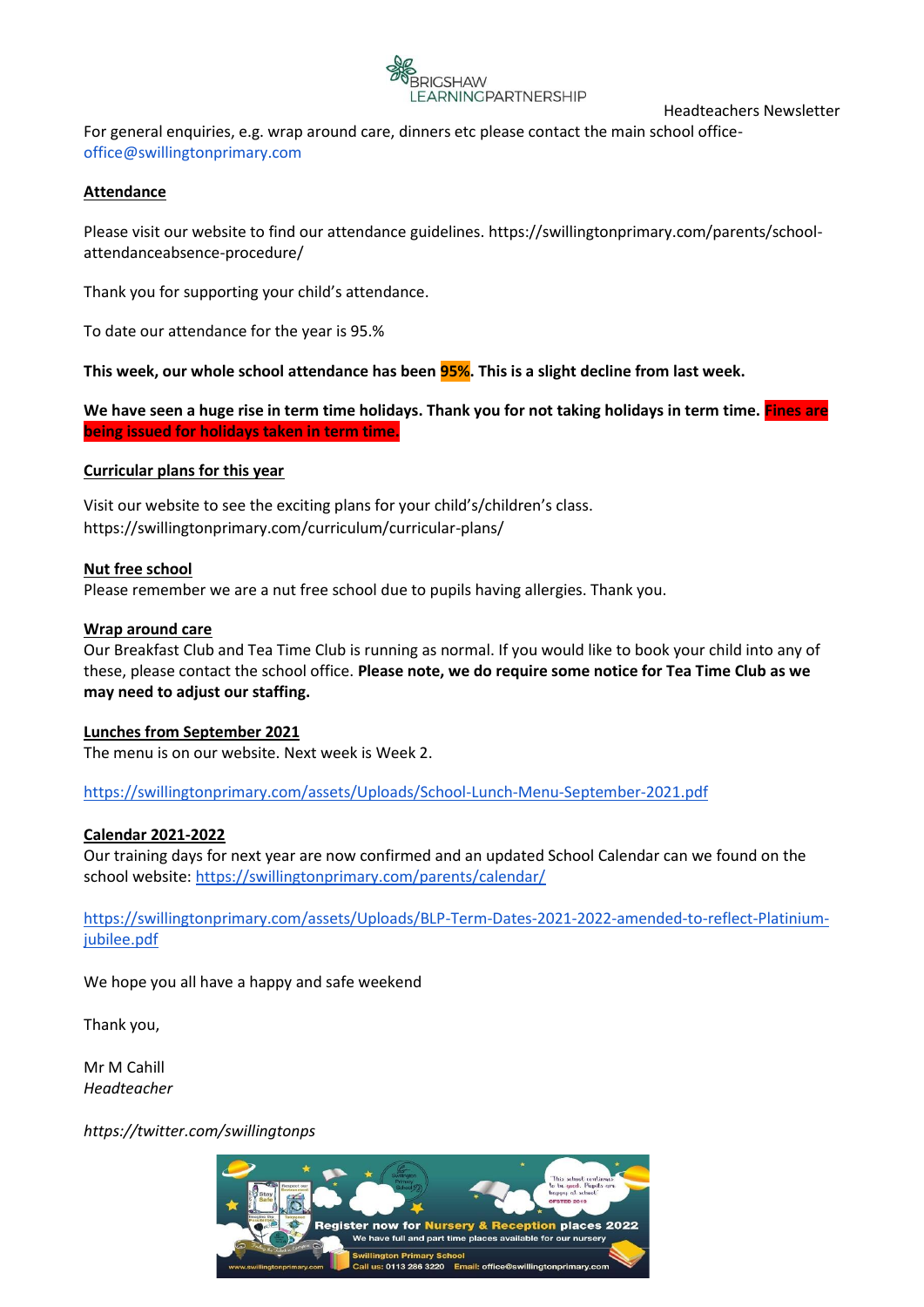For general enquiries, e.g. wrap around care, dinners etc please contact the main school office- office@swillingtonprimary.com

## Attendance

Please visit our website to find our attendance guidelines. https://swillingtonprimary.com/parents/school-attendanceabsence-procedure/

Thank you for supporting your child's attendance.

To date our attendance for the year is 95.%

**This week, our whole school attendance has been 95%. This is a slight decline from last week.**

**We have seen a huge rise in term time holidays. Thank you for not taking holidays in term time. Fines are being issued for holidays taken in term time.**

## Curricular plans for this year

Visit our website to see the exciting plans for your child's/children's class. https://swillingtonprimary.com/curriculum/curricular-plans/

## Nut free school

Please remember we are a nut free school due to pupils having allergies. Thank you.

## Wrap around care

Our Breakfast Club and Tea Time Club is running as normal. If you would like to book your child into any of these, please contact the school office. **Please note, we do require some notice for Tea Time Club as we may need to adjust our staffing.**

## Lunches from September 2021

The menu is on our website. Next week is Week 2.

https://swillingtonprimary.com/assets/Uploads/School-Lunch-Menu-September-2021.pdf

## Calendar 2021-2022

Our training days for next year are now confirmed and an updated School Calendar can we found on the school website: https://swillingtonprimary.com/parents/calendar/

https://swillingtonprimary.com/assets/Uploads/BLP-Term-Dates-2021-2022-amended-to-reflect-Platinium-jubilee.pdf

We hope you all have a happy and safe weekend

Thank you,

Mr M Cahill
*Headteacher*

*https://twitter.com/swillingtonps*

Register now for Nursery & Reception places 2022

We have full and part time places available for our nursery

Swillington Primary School

Call us: 0113 286 3220 Email: office@swillingtonprimary.com

www.swillingtonprimary.com